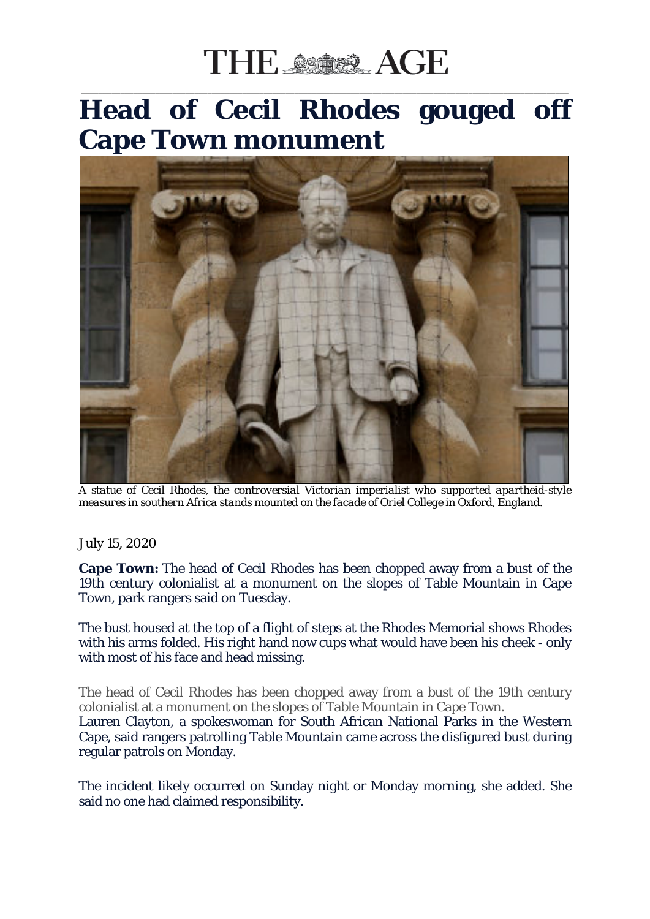THE AGE

# Head of Cecil Rhodes gouged off Cape Town monument

*A statue of Cecil Rhodes, the controversial Victorian imperialist who supported apartheid-style measures in southern Africa stands mounted on the facade of Oriel College in Oxford, England.*

July 15, 2020

**Cape Town:** The head of Cecil Rhodes has been chopped away from a bust of the 19th century colonialist at a monument on the slopes of Table Mountain in Cape Town, park rangers said on Tuesday.

The bust housed at the top of a flight of steps at the Rhodes Memorial shows Rhodes with his arms folded. His right hand now cups what would have been his cheek - only with most of his face and head missing.

The head of Cecil Rhodes has been chopped away from a bust of the 19th century colonialist at a monument on the slopes of Table Mountain in Cape Town.

Lauren Clayton, a spokeswoman for South African National Parks in the Western Cape, said rangers patrolling Table Mountain came across the disfigured bust during regular patrols on Monday.

The incident likely occurred on Sunday night or Monday morning, she added. She said no one had claimed responsibility.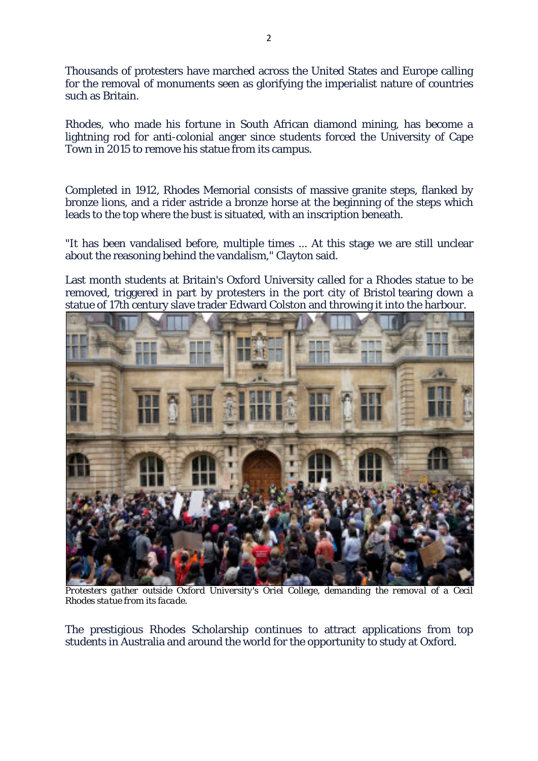Thousands of protesters have marched across the United States and Europe calling for the removal of monuments seen as glorifying the imperialist nature of countries such as Britain.

Rhodes, who made his fortune in South African diamond mining, has become a lightning rod for anti-colonial anger since students forced the University of Cape Town in 2015 to remove his statue from its campus.

Completed in 1912, Rhodes Memorial consists of massive granite steps, flanked by bronze lions, and a rider astride a bronze horse at the beginning of the steps which leads to the top where the bust is situated, with an inscription beneath.

"It has been vandalised before, multiple times ... At this stage we are still unclear about the reasoning behind the vandalism," Clayton said.

Last month students at Britain's Oxford University called for a Rhodes statue to be removed, triggered in part by protesters in the port city of Bristol tearing down a statue of 17th century slave trader Edward Colston and throwing it into the harbour.

*Protesters gather outside Oxford University's Oriel College, demanding the removal of a Cecil Rhodes statue from its facade.*

The prestigious Rhodes Scholarship continues to attract applications from top students in Australia and around the world for the opportunity to study at Oxford.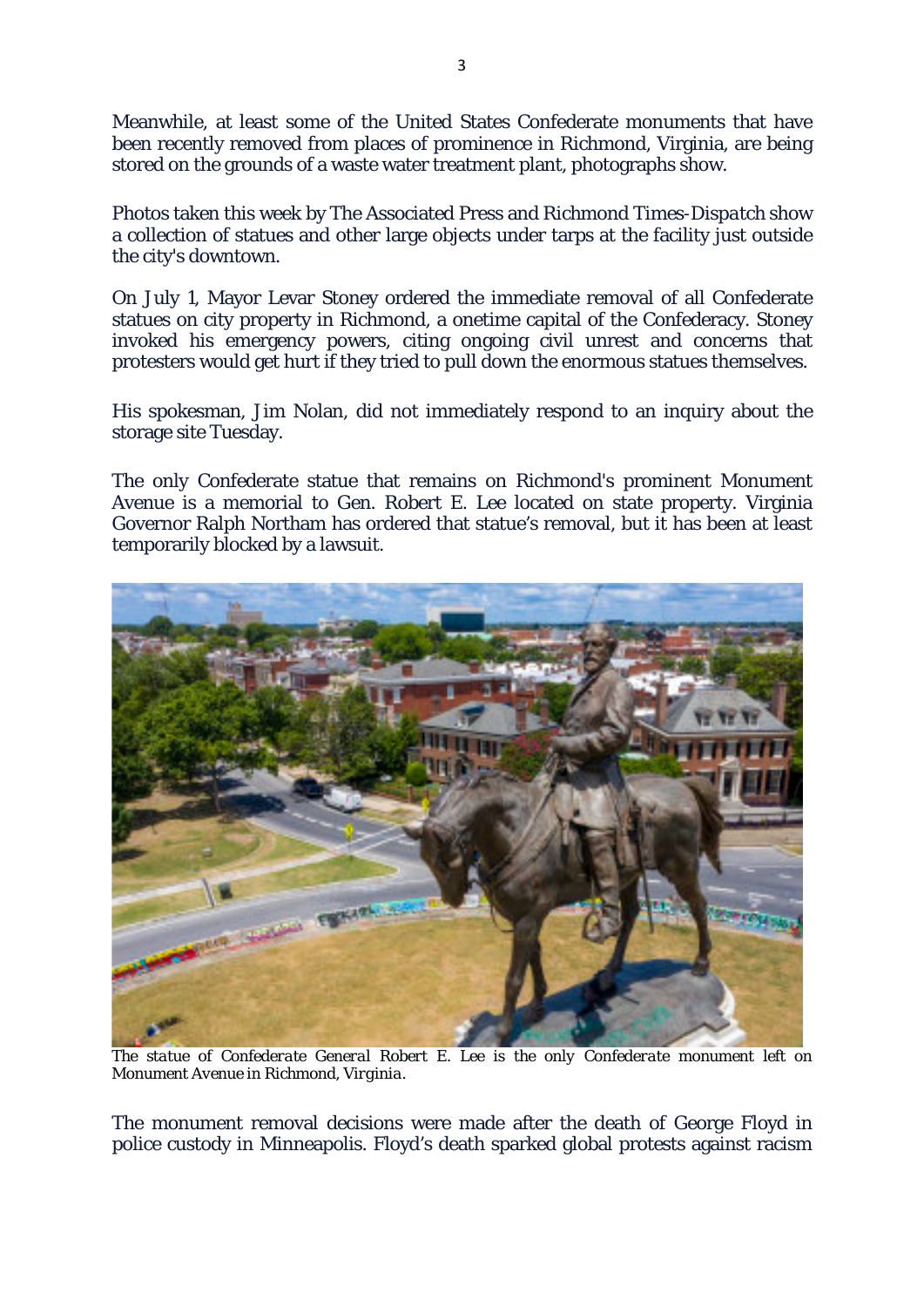Meanwhile, at least some of the United States Confederate monuments that have been recently removed from places of prominence in Richmond, Virginia, are being stored on the grounds of a waste water treatment plant, photographs show.

Photos taken this week by The Associated Press and Richmond Times-Dispatch show a collection of statues and other large objects under tarps at the facility just outside the city's downtown.

On July 1, Mayor Levar Stoney ordered the immediate removal of all Confederate statues on city property in Richmond, a onetime capital of the Confederacy. Stoney invoked his emergency powers, citing ongoing civil unrest and concerns that protesters would get hurt if they tried to pull down the enormous statues themselves.

His spokesman, Jim Nolan, did not immediately respond to an inquiry about the storage site Tuesday.

The only Confederate statue that remains on Richmond's prominent Monument Avenue is a memorial to Gen. Robert E. Lee located on state property. Virginia Governor Ralph Northam has ordered that statue's removal, but it has been at least temporarily blocked by a lawsuit.

*The statue of Confederate General Robert E. Lee is the only Confederate monument left on Monument Avenue in Richmond, Virginia.*

The monument removal decisions were made after the death of George Floyd in police custody in Minneapolis. Floyd's death sparked global protests against racism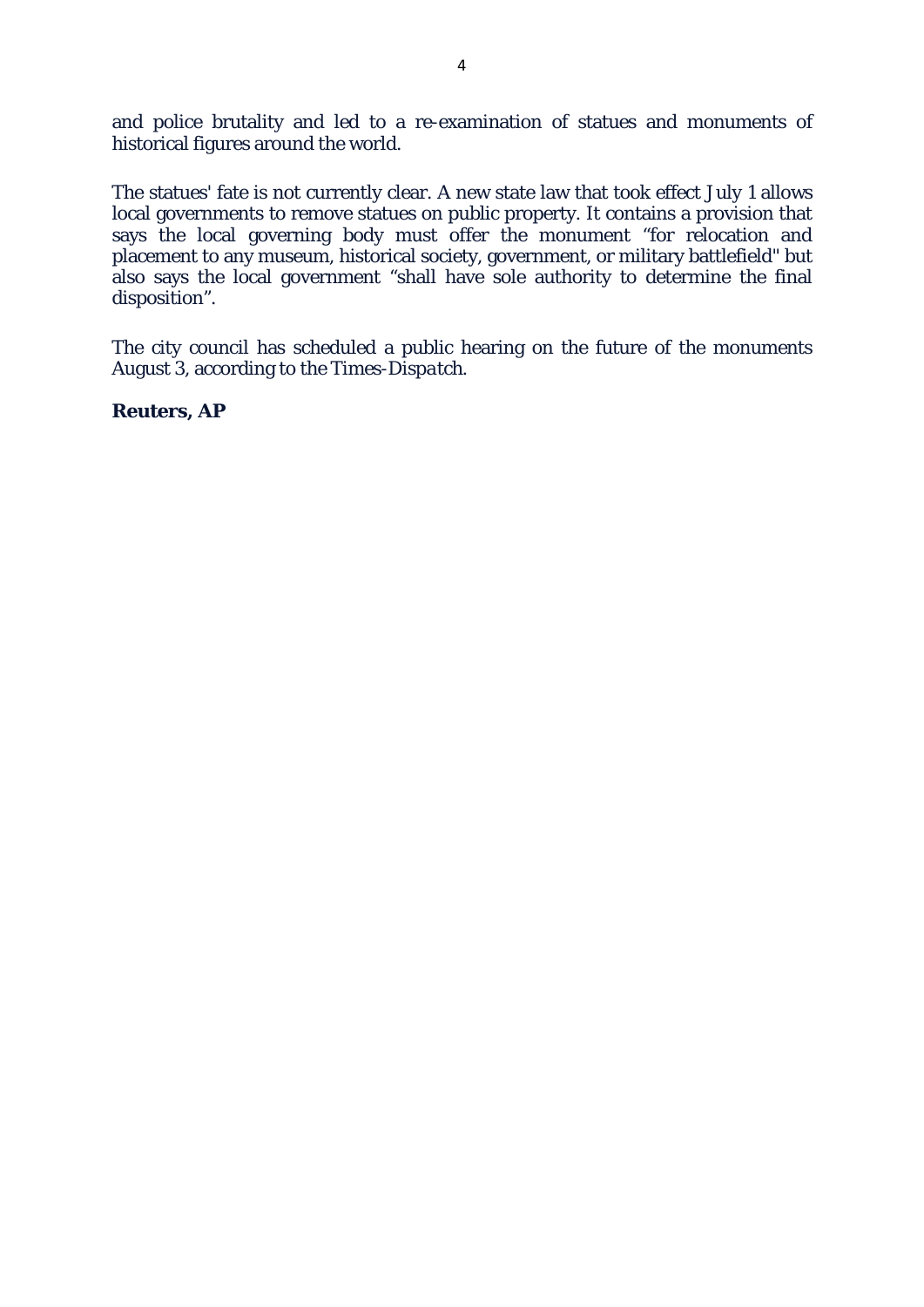and police brutality and led to a re-examination of statues and monuments of historical figures around the world.

The statues' fate is not currently clear. A new state law that took effect July 1 allows local governments to remove statues on public property. It contains a provision that says the local governing body must offer the monument "for relocation and placement to any museum, historical society, government, or military battlefield" but also says the local government "shall have sole authority to determine the final disposition".

The city council has scheduled a public hearing on the future of the monuments August 3, according to the *Times-Dispatch*.

**Reuters, AP**